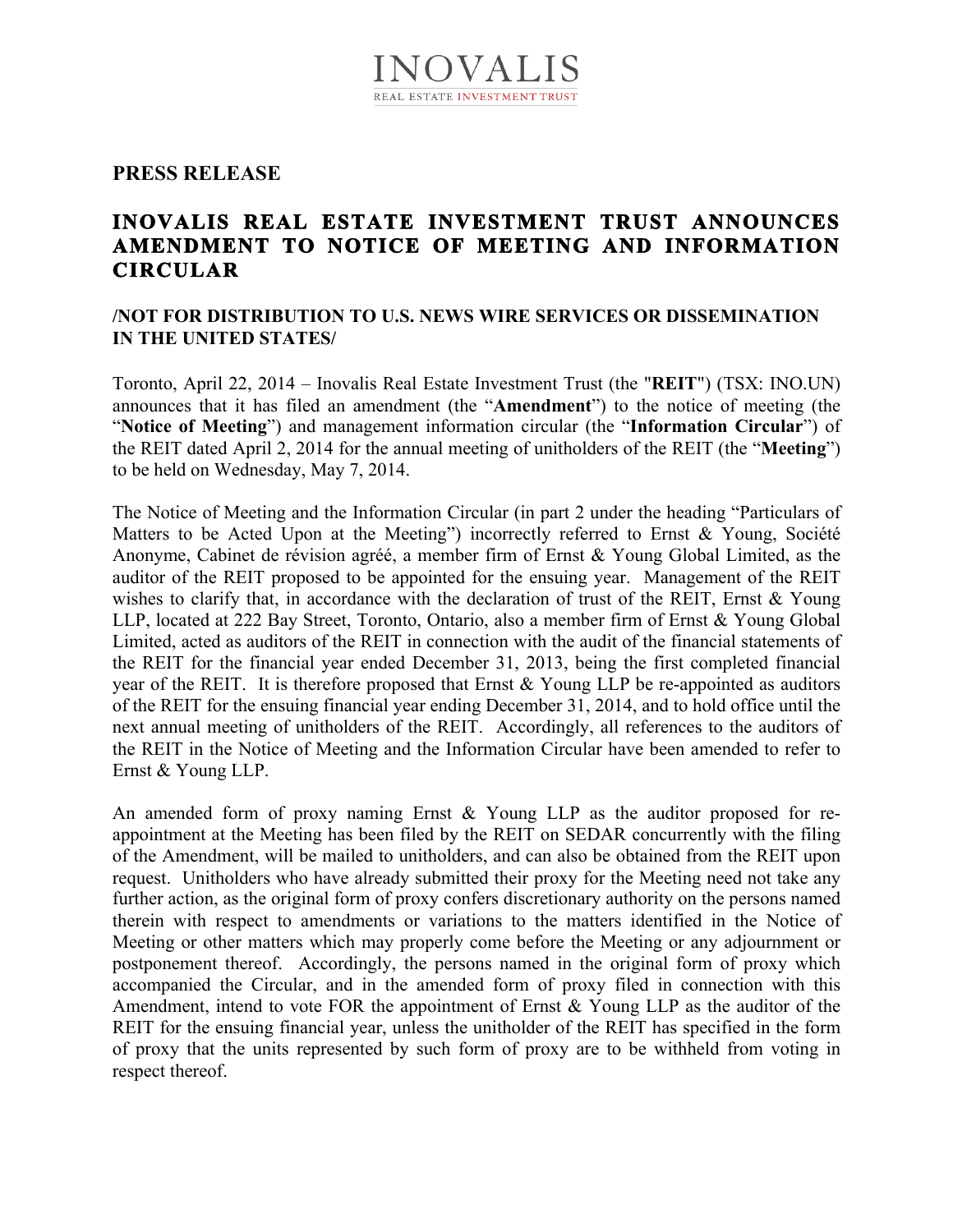INOVALIS

REAL ESTATE INVESTMENT TRUST

**PRESS RELEASE**

# INOVALIS REAL ESTATE INVESTMENT TRUST ANNOUNCES AMENDMENT TO NOTICE OF MEETING AND INFORMATION CIRCULAR

**/NOT FOR DISTRIBUTION TO U.S. NEWS WIRE SERVICES OR DISSEMINATION IN THE UNITED STATES/**

Toronto, April 22, 2014 – Inovalis Real Estate Investment Trust (the "**REIT**") (TSX: INO.UN) announces that it has filed an amendment (the "**Amendment**") to the notice of meeting (the "**Notice of Meeting**") and management information circular (the "**Information Circular**") of the REIT dated April 2, 2014 for the annual meeting of unitholders of the REIT (the "**Meeting**") to be held on Wednesday, May 7, 2014.

The Notice of Meeting and the Information Circular (in part 2 under the heading "Particulars of Matters to be Acted Upon at the Meeting") incorrectly referred to Ernst & Young, Société Anonyme, Cabinet de révision agréé, a member firm of Ernst & Young Global Limited, as the auditor of the REIT proposed to be appointed for the ensuing year. Management of the REIT wishes to clarify that, in accordance with the declaration of trust of the REIT, Ernst & Young LLP, located at 222 Bay Street, Toronto, Ontario, also a member firm of Ernst & Young Global Limited, acted as auditors of the REIT in connection with the audit of the financial statements of the REIT for the financial year ended December 31, 2013, being the first completed financial year of the REIT. It is therefore proposed that Ernst & Young LLP be re-appointed as auditors of the REIT for the ensuing financial year ending December 31, 2014, and to hold office until the next annual meeting of unitholders of the REIT. Accordingly, all references to the auditors of the REIT in the Notice of Meeting and the Information Circular have been amended to refer to Ernst & Young LLP.

An amended form of proxy naming Ernst & Young LLP as the auditor proposed for re-appointment at the Meeting has been filed by the REIT on SEDAR concurrently with the filing of the Amendment, will be mailed to unitholders, and can also be obtained from the REIT upon request. Unitholders who have already submitted their proxy for the Meeting need not take any further action, as the original form of proxy confers discretionary authority on the persons named therein with respect to amendments or variations to the matters identified in the Notice of Meeting or other matters which may properly come before the Meeting or any adjournment or postponement thereof. Accordingly, the persons named in the original form of proxy which accompanied the Circular, and in the amended form of proxy filed in connection with this Amendment, intend to vote FOR the appointment of Ernst & Young LLP as the auditor of the REIT for the ensuing financial year, unless the unitholder of the REIT has specified in the form of proxy that the units represented by such form of proxy are to be withheld from voting in respect thereof.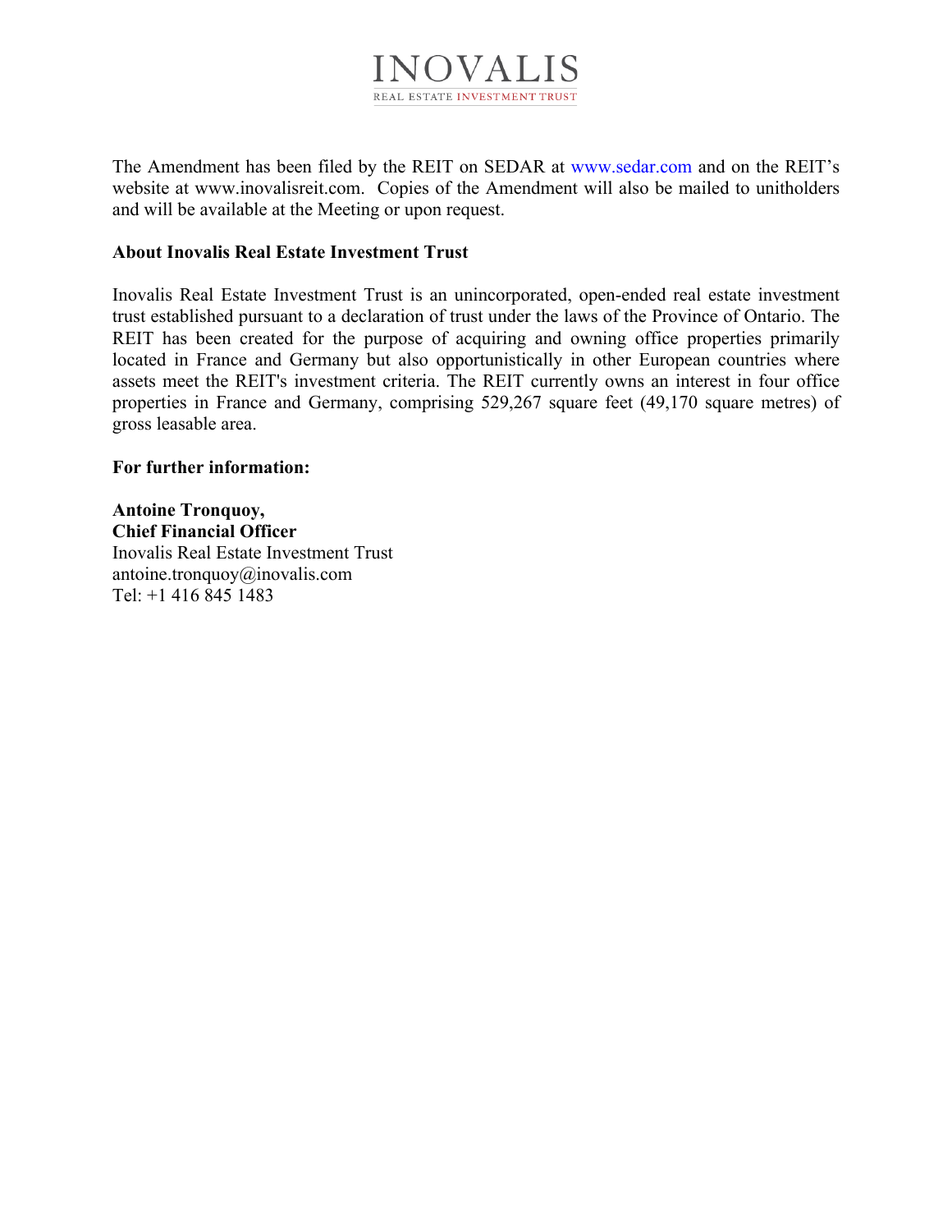The Amendment has been filed by the REIT on SEDAR at www.sedar.com and on the REIT's website at www.inovalisreit.com. Copies of the Amendment will also be mailed to unitholders and will be available at the Meeting or upon request.

**About Inovalis Real Estate Investment Trust**

Inovalis Real Estate Investment Trust is an unincorporated, open-ended real estate investment trust established pursuant to a declaration of trust under the laws of the Province of Ontario. The REIT has been created for the purpose of acquiring and owning office properties primarily located in France and Germany but also opportunistically in other European countries where assets meet the REIT's investment criteria. The REIT currently owns an interest in four office properties in France and Germany, comprising 529,267 square feet (49,170 square metres) of gross leasable area.

**For further information:**

**Antoine Tronquoy,**
**Chief Financial Officer**
Inovalis Real Estate Investment Trust
antoine.tronquoy@inovalis.com
Tel: +1 416 845 1483